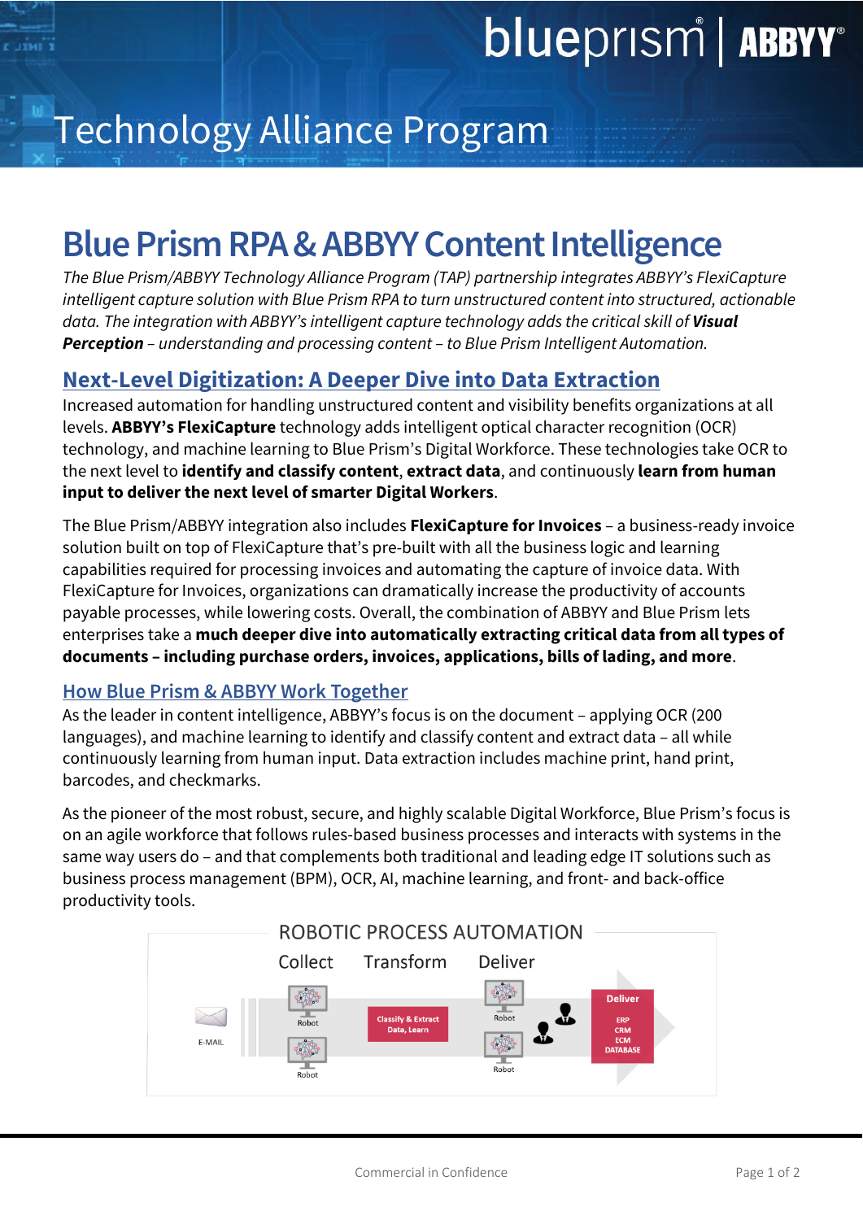blueprism | ABBYY

# Technology Alliance Program

# Blue Prism RPA & ABBYY Content Intelligence

*The Blue Prism/ABBYY Technology Alliance Program (TAP) partnership integrates ABBYY's FlexiCapture intelligent capture solution with Blue Prism RPA to turn unstructured content into structured, actionable data. The integration with ABBYY's intelligent capture technology adds the critical skill of* ***Visual Perception*** *– understanding and processing content – to Blue Prism Intelligent Automation.*

## Next-Level Digitization: A Deeper Dive into Data Extraction

Increased automation for handling unstructured content and visibility benefits organizations at all levels. **ABBYY's FlexiCapture** technology adds intelligent optical character recognition (OCR) technology, and machine learning to Blue Prism's Digital Workforce. These technologies take OCR to the next level to **identify and classify content**, **extract data**, and continuously **learn from human input to deliver the next level of smarter Digital Workers**.

The Blue Prism/ABBYY integration also includes **FlexiCapture for Invoices** – a business-ready invoice solution built on top of FlexiCapture that's pre-built with all the business logic and learning capabilities required for processing invoices and automating the capture of invoice data. With FlexiCapture for Invoices, organizations can dramatically increase the productivity of accounts payable processes, while lowering costs. Overall, the combination of ABBYY and Blue Prism lets enterprises take a **much deeper dive into automatically extracting critical data from all types of documents – including purchase orders, invoices, applications, bills of lading, and more**.

### How Blue Prism & ABBYY Work Together

As the leader in content intelligence, ABBYY's focus is on the document – applying OCR (200 languages), and machine learning to identify and classify content and extract data – all while continuously learning from human input. Data extraction includes machine print, hand print, barcodes, and checkmarks.

As the pioneer of the most robust, secure, and highly scalable Digital Workforce, Blue Prism's focus is on an agile workforce that follows rules-based business processes and interacts with systems in the same way users do – and that complements both traditional and leading edge IT solutions such as business process management (BPM), OCR, AI, machine learning, and front- and back-office productivity tools.

ROBOTIC PROCESS AUTOMATION

Collect — Transform — Deliver

E-MAIL → Robot / Robot → Classify & Extract Data, Learn → Robot / Robot → Deliver: ERP, CRM, ECM, DATABASE

Commercial in Confidence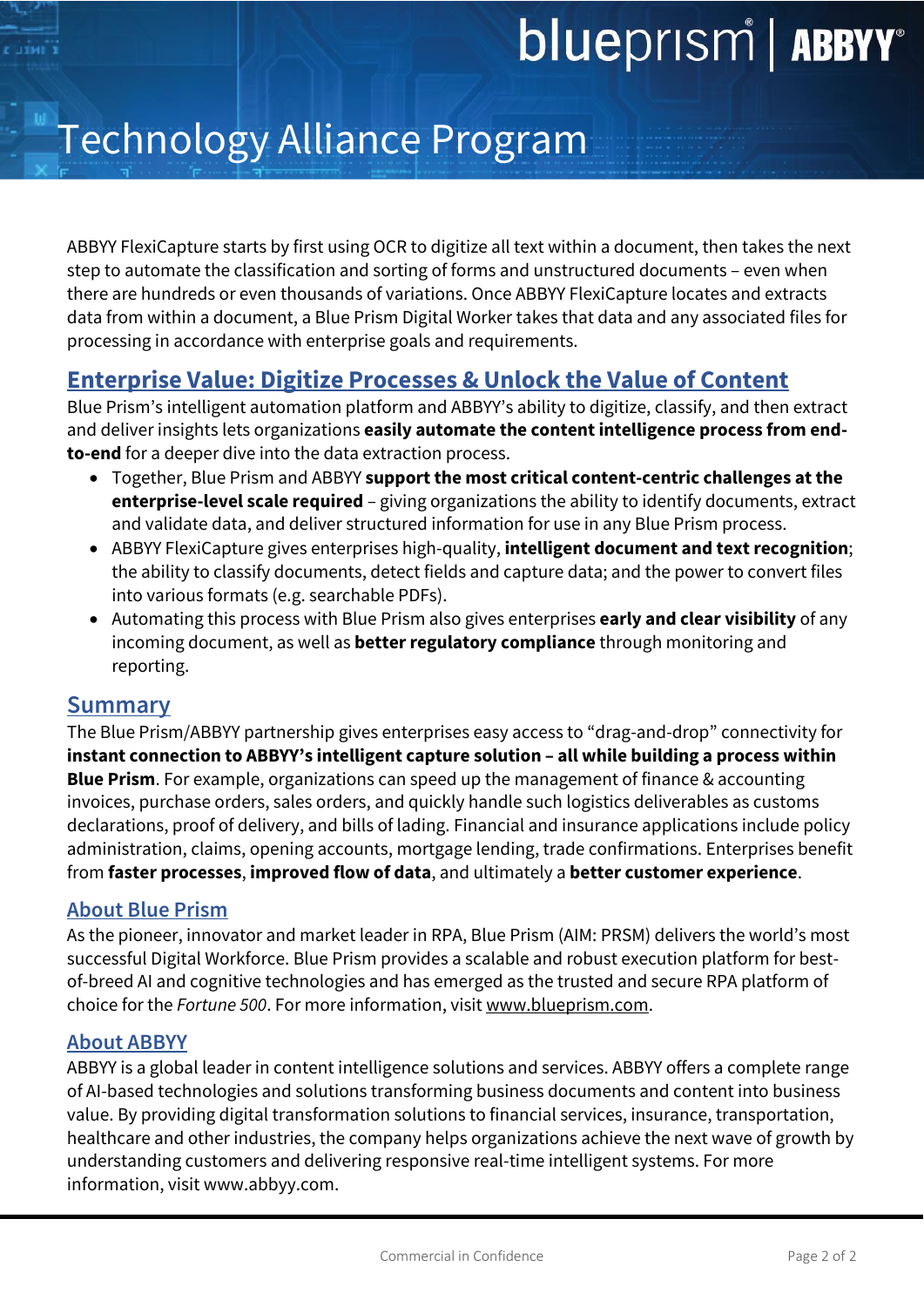# Technology Alliance Program

ABBYY FlexiCapture starts by first using OCR to digitize all text within a document, then takes the next step to automate the classification and sorting of forms and unstructured documents – even when there are hundreds or even thousands of variations. Once ABBYY FlexiCapture locates and extracts data from within a document, a Blue Prism Digital Worker takes that data and any associated files for processing in accordance with enterprise goals and requirements.

## Enterprise Value: Digitize Processes & Unlock the Value of Content

Blue Prism's intelligent automation platform and ABBYY's ability to digitize, classify, and then extract and deliver insights lets organizations **easily automate the content intelligence process from end-to-end** for a deeper dive into the data extraction process.

- Together, Blue Prism and ABBYY **support the most critical content-centric challenges at the enterprise-level scale required** – giving organizations the ability to identify documents, extract and validate data, and deliver structured information for use in any Blue Prism process.
- ABBYY FlexiCapture gives enterprises high-quality, **intelligent document and text recognition**; the ability to classify documents, detect fields and capture data; and the power to convert files into various formats (e.g. searchable PDFs).
- Automating this process with Blue Prism also gives enterprises **early and clear visibility** of any incoming document, as well as **better regulatory compliance** through monitoring and reporting.

## Summary

The Blue Prism/ABBYY partnership gives enterprises easy access to "drag-and-drop" connectivity for **instant connection to ABBYY's intelligent capture solution – all while building a process within Blue Prism**. For example, organizations can speed up the management of finance & accounting invoices, purchase orders, sales orders, and quickly handle such logistics deliverables as customs declarations, proof of delivery, and bills of lading. Financial and insurance applications include policy administration, claims, opening accounts, mortgage lending, trade confirmations. Enterprises benefit from **faster processes**, **improved flow of data**, and ultimately a **better customer experience**.

### About Blue Prism

As the pioneer, innovator and market leader in RPA, Blue Prism (AIM: PRSM) delivers the world's most successful Digital Workforce. Blue Prism provides a scalable and robust execution platform for best-of-breed AI and cognitive technologies and has emerged as the trusted and secure RPA platform of choice for the *Fortune 500*. For more information, visit www.blueprism.com.

### About ABBYY

ABBYY is a global leader in content intelligence solutions and services. ABBYY offers a complete range of AI-based technologies and solutions transforming business documents and content into business value. By providing digital transformation solutions to financial services, insurance, transportation, healthcare and other industries, the company helps organizations achieve the next wave of growth by understanding customers and delivering responsive real-time intelligent systems. For more information, visit www.abbyy.com.